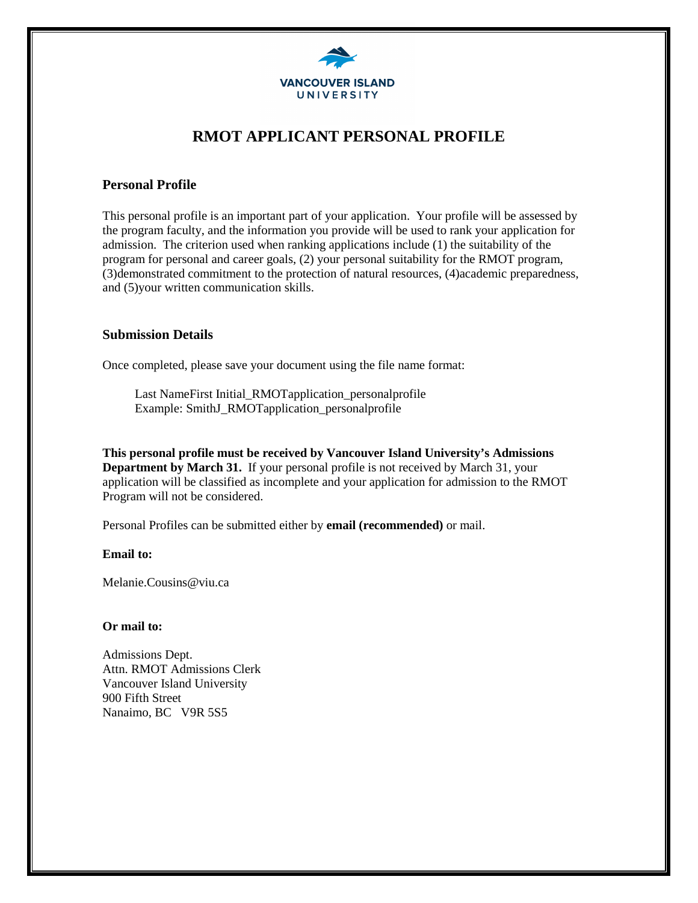VANCOUVER ISLAND UNIVERSITY

# RMOT APPLICANT PERSONAL PROFILE

## Personal Profile

This personal profile is an important part of your application. Your profile will be assessed by the program faculty, and the information you provide will be used to rank your application for admission. The criterion used when ranking applications include (1) the suitability of the program for personal and career goals, (2) your personal suitability for the RMOT program, (3)demonstrated commitment to the protection of natural resources, (4)academic preparedness, and (5)your written communication skills.

## Submission Details

Once completed, please save your document using the file name format:

Last NameFirst Initial_RMOTapplication_personalprofile
Example: SmithJ_RMOTapplication_personalprofile

**This personal profile must be received by Vancouver Island University's Admissions Department by March 31.** If your personal profile is not received by March 31, your application will be classified as incomplete and your application for admission to the RMOT Program will not be considered.

Personal Profiles can be submitted either by **email (recommended)** or mail.

**Email to:**

Melanie.Cousins@viu.ca

**Or mail to:**

Admissions Dept.
Attn. RMOT Admissions Clerk
Vancouver Island University
900 Fifth Street
Nanaimo, BC V9R 5S5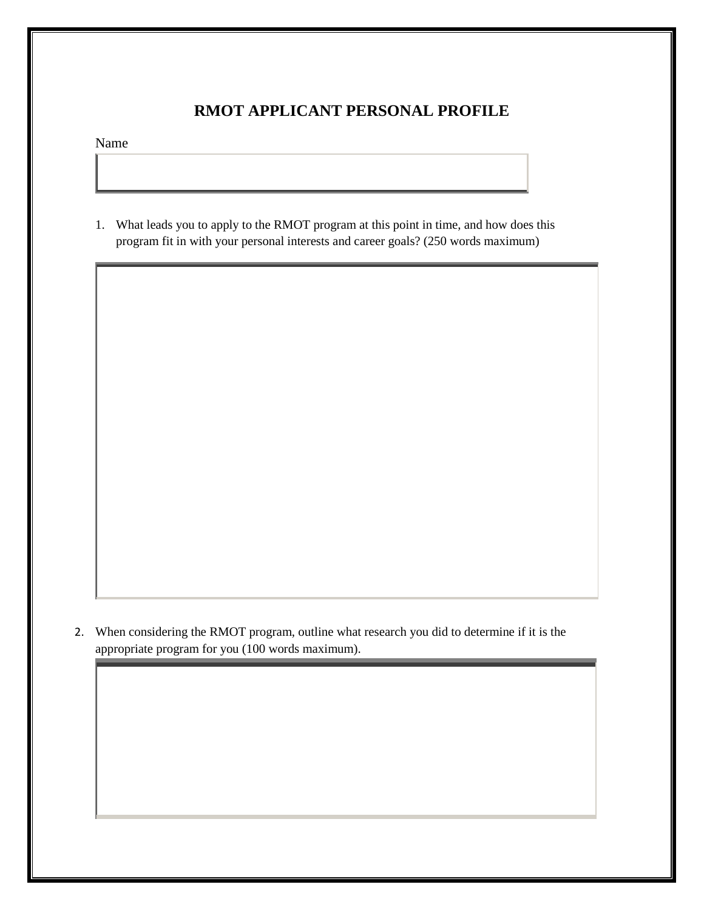# RMOT APPLICANT PERSONAL PROFILE

Name

1. What leads you to apply to the RMOT program at this point in time, and how does this program fit in with your personal interests and career goals? (250 words maximum)

2. When considering the RMOT program, outline what research you did to determine if it is the appropriate program for you (100 words maximum).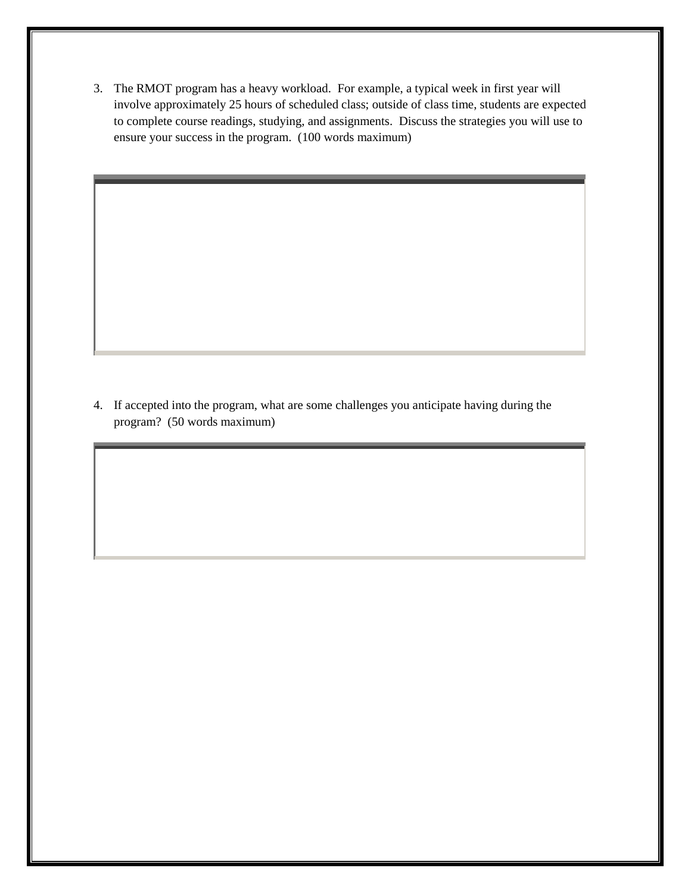3. The RMOT program has a heavy workload. For example, a typical week in first year will involve approximately 25 hours of scheduled class; outside of class time, students are expected to complete course readings, studying, and assignments. Discuss the strategies you will use to ensure your success in the program. (100 words maximum)

4. If accepted into the program, what are some challenges you anticipate having during the program? (50 words maximum)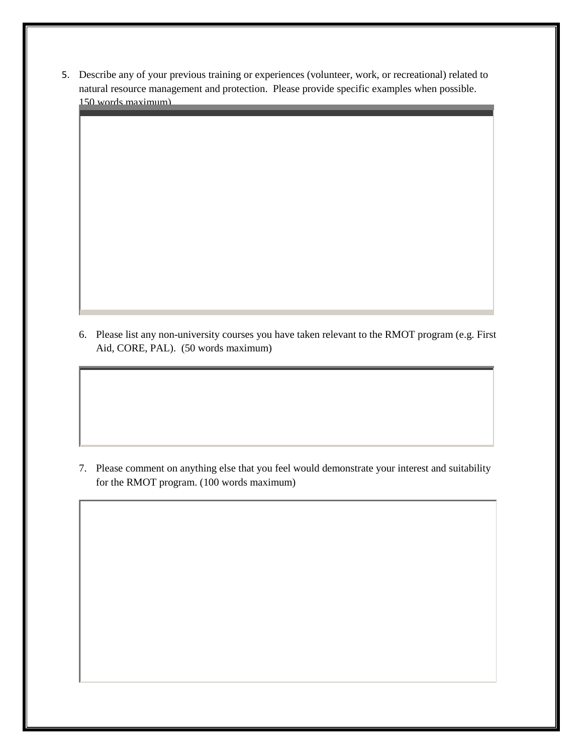5. Describe any of your previous training or experiences (volunteer, work, or recreational) related to natural resource management and protection. Please provide specific examples when possible. 150 words maximum)

6. Please list any non-university courses you have taken relevant to the RMOT program (e.g. First Aid, CORE, PAL). (50 words maximum)

7. Please comment on anything else that you feel would demonstrate your interest and suitability for the RMOT program. (100 words maximum)